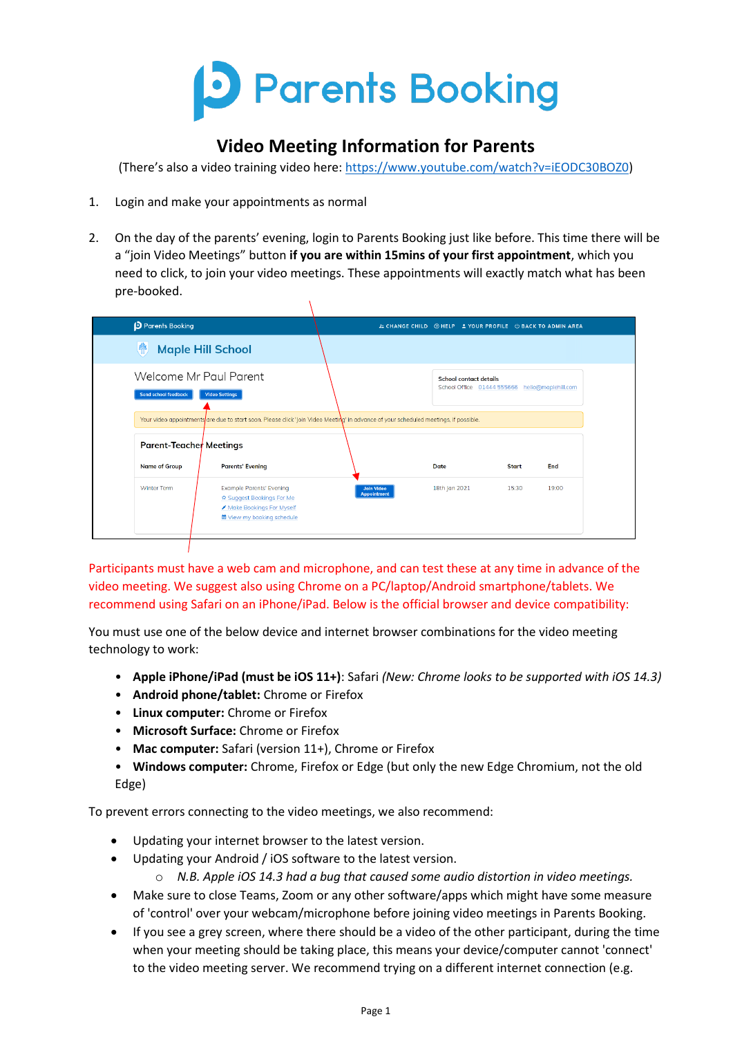# Video Meeting Information for Parents

(There's also a video training video here: https://www.youtube.com/watch?v=iEODC30BOZ0)

1. Login and make your appointments as normal

2. On the day of the parents' evening, login to Parents Booking just like before. This time there will be a "join Video Meetings" button **if you are within 15mins of your first appointment**, which you need to click, to join your video meetings. These appointments will exactly match what has been pre-booked.

Participants must have a web cam and microphone, and can test these at any time in advance of the video meeting. We suggest also using Chrome on a PC/laptop/Android smartphone/tablets. We recommend using Safari on an iPhone/iPad. Below is the official browser and device compatibility:

You must use one of the below device and internet browser combinations for the video meeting technology to work:

- **Apple iPhone/iPad (must be iOS 11+)**: Safari *(New: Chrome looks to be supported with iOS 14.3)*
- **Android phone/tablet:** Chrome or Firefox
- **Linux computer:** Chrome or Firefox
- **Microsoft Surface:** Chrome or Firefox
- **Mac computer:** Safari (version 11+), Chrome or Firefox
- **Windows computer:** Chrome, Firefox or Edge (but only the new Edge Chromium, not the old Edge)

To prevent errors connecting to the video meetings, we also recommend:

- Updating your internet browser to the latest version.
- Updating your Android / iOS software to the latest version.
  - *N.B. Apple iOS 14.3 had a bug that caused some audio distortion in video meetings.*
- Make sure to close Teams, Zoom or any other software/apps which might have some measure of 'control' over your webcam/microphone before joining video meetings in Parents Booking.
- If you see a grey screen, where there should be a video of the other participant, during the time when your meeting should be taking place, this means your device/computer cannot 'connect' to the video meeting server. We recommend trying on a different internet connection (e.g.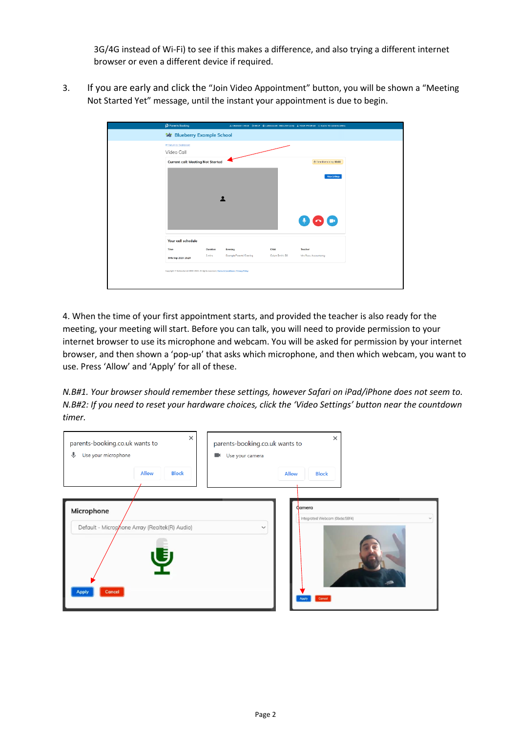3G/4G instead of Wi-Fi) to see if this makes a difference, and also trying a different internet browser or even a different device if required.

3. If you are early and click the "Join Video Appointment" button, you will be shown a "Meeting Not Started Yet" message, until the instant your appointment is due to begin.

4. When the time of your first appointment starts, and provided the teacher is also ready for the meeting, your meeting will start. Before you can talk, you will need to provide permission to your internet browser to use its microphone and webcam. You will be asked for permission by your internet browser, and then shown a 'pop-up' that asks which microphone, and then which webcam, you want to use. Press 'Allow' and 'Apply' for all of these.

*N.B#1. Your browser should remember these settings, however Safari on iPad/iPhone does not seem to.*
*N.B#2: If you need to reset your hardware choices, click the 'Video Settings' button near the countdown timer.*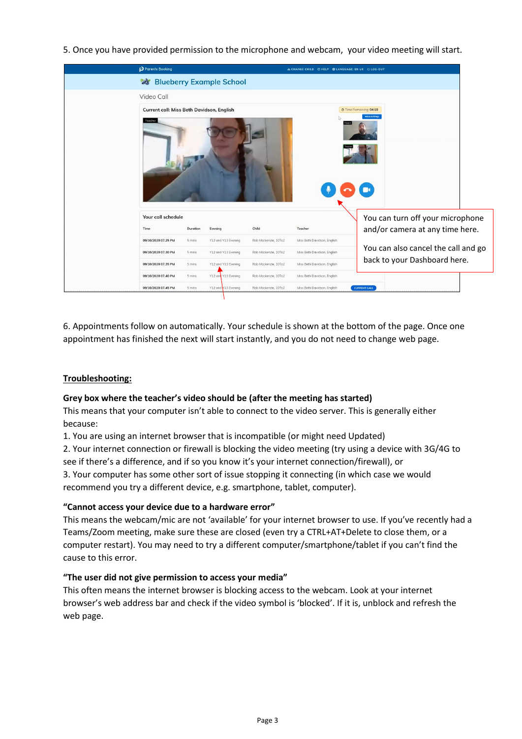5. Once you have provided permission to the microphone and webcam, your video meeting will start.

You can turn off your microphone and/or camera at any time here.

You can also cancel the call and go back to your Dashboard here.

6. Appointments follow on automatically. Your schedule is shown at the bottom of the page. Once one appointment has finished the next will start instantly, and you do not need to change web page.

**Troubleshooting:**

**Grey box where the teacher's video should be (after the meeting has started)**

This means that your computer isn't able to connect to the video server. This is generally either because:

1. You are using an internet browser that is incompatible (or might need Updated)
2. Your internet connection or firewall is blocking the video meeting (try using a device with 3G/4G to see if there's a difference, and if so you know it's your internet connection/firewall), or
3. Your computer has some other sort of issue stopping it connecting (in which case we would recommend you try a different device, e.g. smartphone, tablet, computer).

**"Cannot access your device due to a hardware error"**

This means the webcam/mic are not 'available' for your internet browser to use. If you've recently had a Teams/Zoom meeting, make sure these are closed (even try a CTRL+AT+Delete to close them, or a computer restart). You may need to try a different computer/smartphone/tablet if you can't find the cause to this error.

**"The user did not give permission to access your media"**

This often means the internet browser is blocking access to the webcam. Look at your internet browser's web address bar and check if the video symbol is 'blocked'. If it is, unblock and refresh the web page.